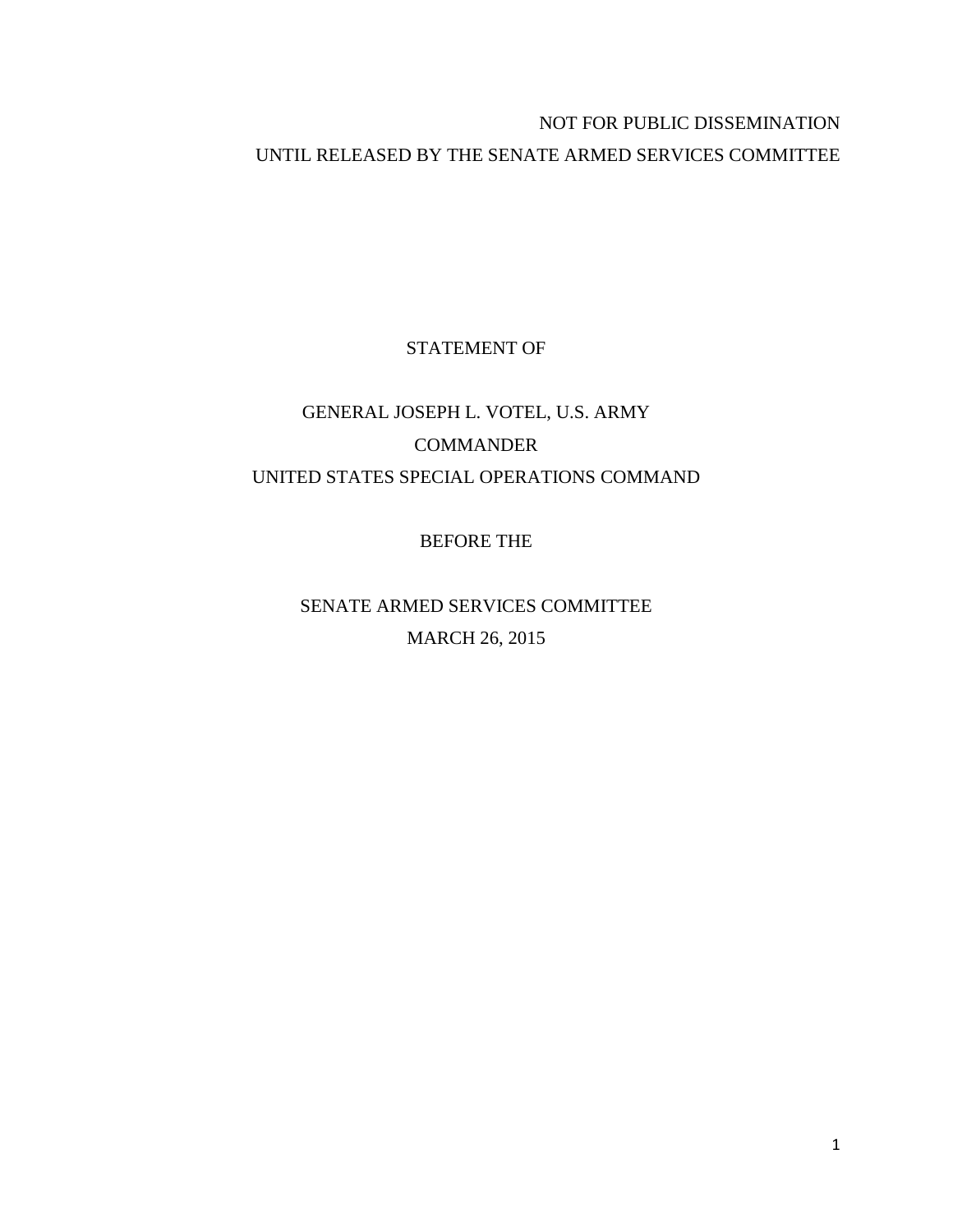NOT FOR PUBLIC DISSEMINATION

UNTIL RELEASED BY THE SENATE ARMED SERVICES COMMITTEE

STATEMENT OF

GENERAL JOSEPH L. VOTEL, U.S. ARMY

COMMANDER

UNITED STATES SPECIAL OPERATIONS COMMAND

BEFORE THE

SENATE ARMED SERVICES COMMITTEE

MARCH 26, 2015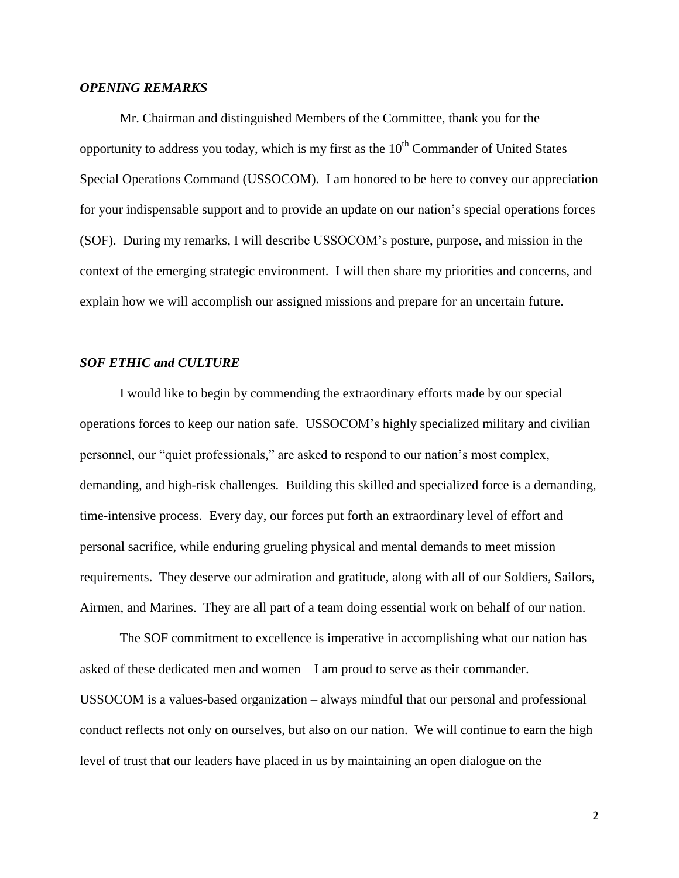### *OPENING REMARKS*

Mr. Chairman and distinguished Members of the Committee, thank you for the opportunity to address you today, which is my first as the 10th Commander of United States Special Operations Command (USSOCOM). I am honored to be here to convey our appreciation for your indispensable support and to provide an update on our nation's special operations forces (SOF). During my remarks, I will describe USSOCOM's posture, purpose, and mission in the context of the emerging strategic environment. I will then share my priorities and concerns, and explain how we will accomplish our assigned missions and prepare for an uncertain future.

### *SOF ETHIC and CULTURE*

I would like to begin by commending the extraordinary efforts made by our special operations forces to keep our nation safe. USSOCOM's highly specialized military and civilian personnel, our "quiet professionals," are asked to respond to our nation's most complex, demanding, and high-risk challenges. Building this skilled and specialized force is a demanding, time-intensive process. Every day, our forces put forth an extraordinary level of effort and personal sacrifice, while enduring grueling physical and mental demands to meet mission requirements. They deserve our admiration and gratitude, along with all of our Soldiers, Sailors, Airmen, and Marines. They are all part of a team doing essential work on behalf of our nation.

The SOF commitment to excellence is imperative in accomplishing what our nation has asked of these dedicated men and women – I am proud to serve as their commander. USSOCOM is a values-based organization – always mindful that our personal and professional conduct reflects not only on ourselves, but also on our nation. We will continue to earn the high level of trust that our leaders have placed in us by maintaining an open dialogue on the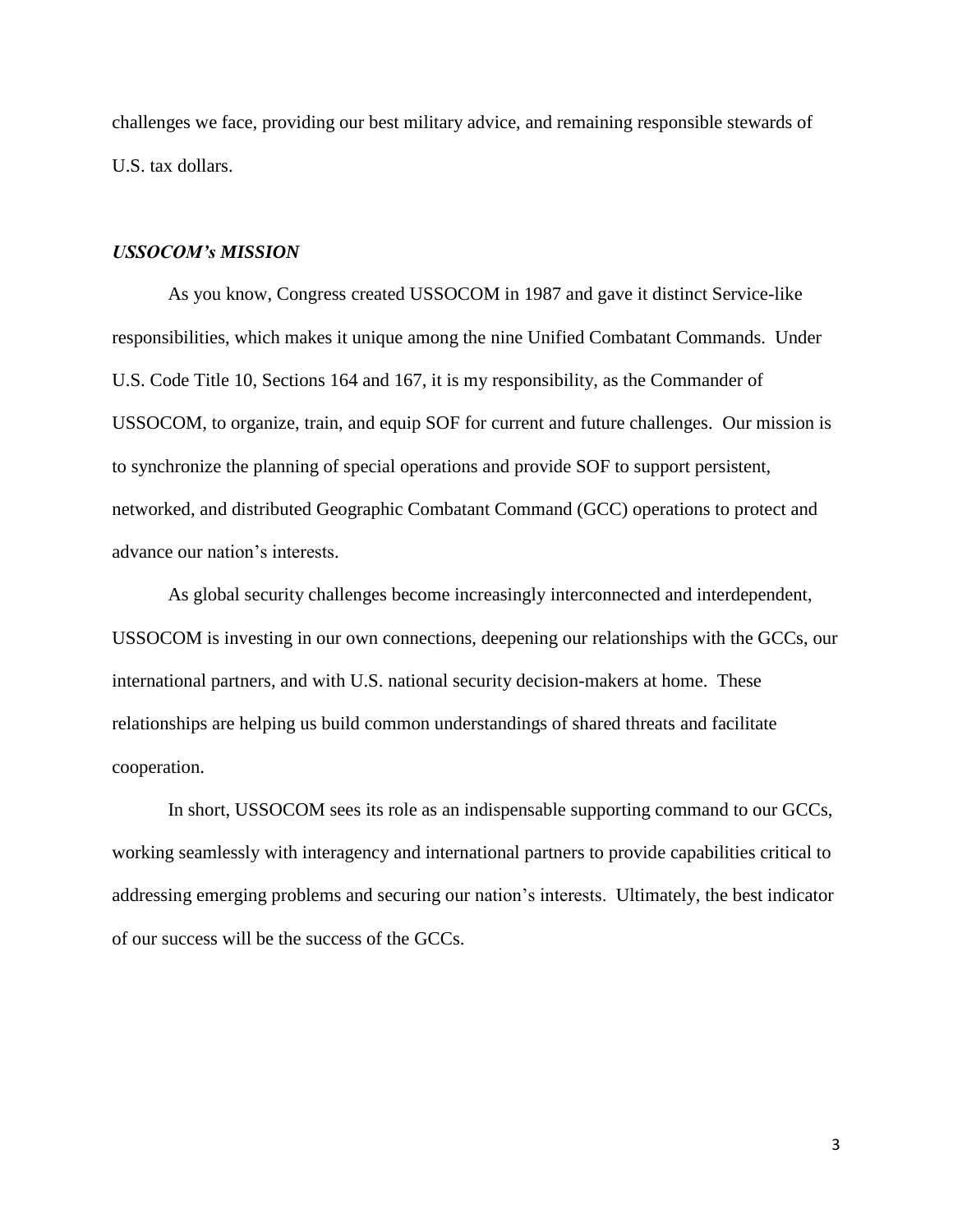challenges we face, providing our best military advice, and remaining responsible stewards of U.S. tax dollars.

### ***USSOCOM's MISSION***

As you know, Congress created USSOCOM in 1987 and gave it distinct Service-like responsibilities, which makes it unique among the nine Unified Combatant Commands. Under U.S. Code Title 10, Sections 164 and 167, it is my responsibility, as the Commander of USSOCOM, to organize, train, and equip SOF for current and future challenges. Our mission is to synchronize the planning of special operations and provide SOF to support persistent, networked, and distributed Geographic Combatant Command (GCC) operations to protect and advance our nation's interests.

As global security challenges become increasingly interconnected and interdependent, USSOCOM is investing in our own connections, deepening our relationships with the GCCs, our international partners, and with U.S. national security decision-makers at home. These relationships are helping us build common understandings of shared threats and facilitate cooperation.

In short, USSOCOM sees its role as an indispensable supporting command to our GCCs, working seamlessly with interagency and international partners to provide capabilities critical to addressing emerging problems and securing our nation's interests. Ultimately, the best indicator of our success will be the success of the GCCs.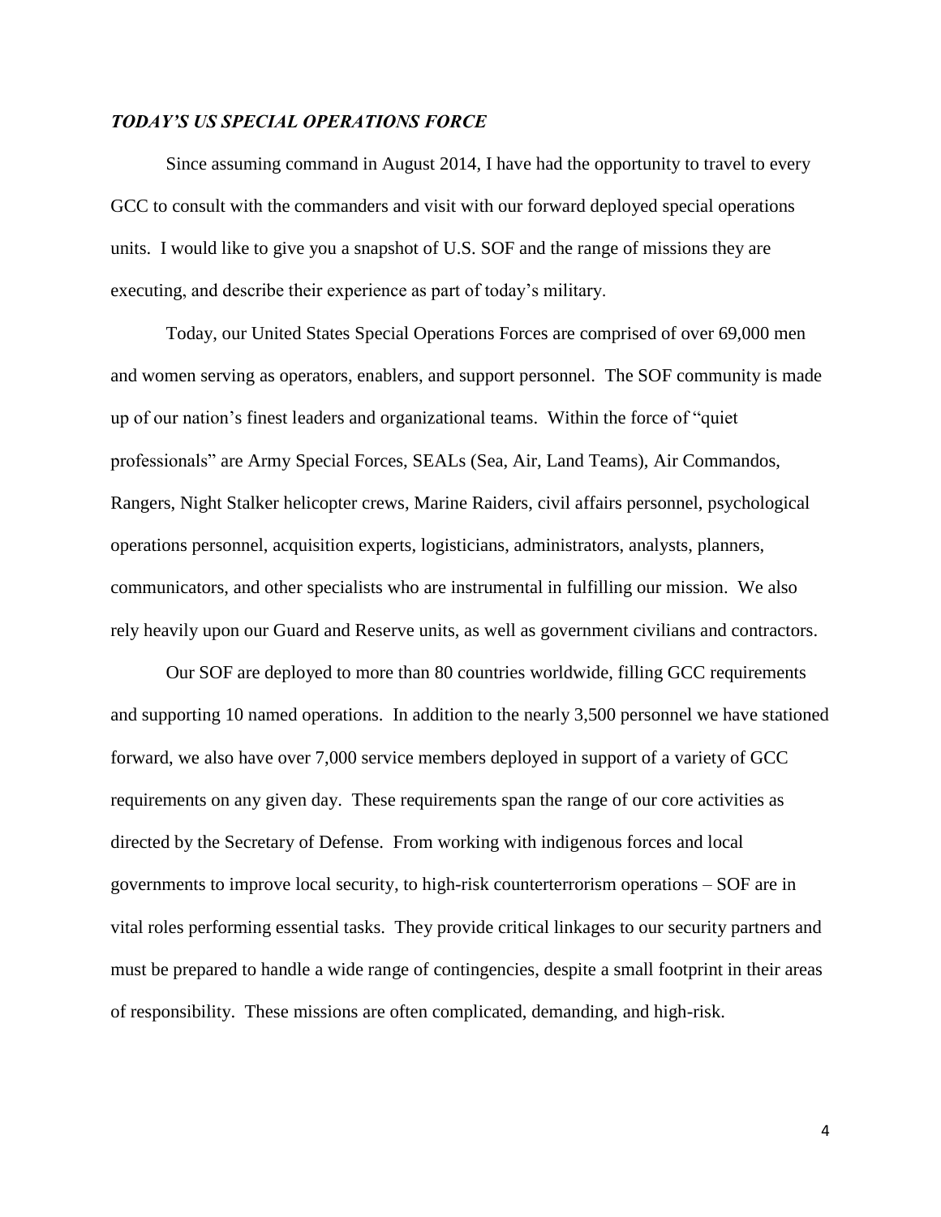***TODAY'S US SPECIAL OPERATIONS FORCE***

Since assuming command in August 2014, I have had the opportunity to travel to every GCC to consult with the commanders and visit with our forward deployed special operations units. I would like to give you a snapshot of U.S. SOF and the range of missions they are executing, and describe their experience as part of today's military.

Today, our United States Special Operations Forces are comprised of over 69,000 men and women serving as operators, enablers, and support personnel. The SOF community is made up of our nation's finest leaders and organizational teams. Within the force of "quiet professionals" are Army Special Forces, SEALs (Sea, Air, Land Teams), Air Commandos, Rangers, Night Stalker helicopter crews, Marine Raiders, civil affairs personnel, psychological operations personnel, acquisition experts, logisticians, administrators, analysts, planners, communicators, and other specialists who are instrumental in fulfilling our mission. We also rely heavily upon our Guard and Reserve units, as well as government civilians and contractors.

Our SOF are deployed to more than 80 countries worldwide, filling GCC requirements and supporting 10 named operations. In addition to the nearly 3,500 personnel we have stationed forward, we also have over 7,000 service members deployed in support of a variety of GCC requirements on any given day. These requirements span the range of our core activities as directed by the Secretary of Defense. From working with indigenous forces and local governments to improve local security, to high-risk counterterrorism operations – SOF are in vital roles performing essential tasks. They provide critical linkages to our security partners and must be prepared to handle a wide range of contingencies, despite a small footprint in their areas of responsibility. These missions are often complicated, demanding, and high-risk.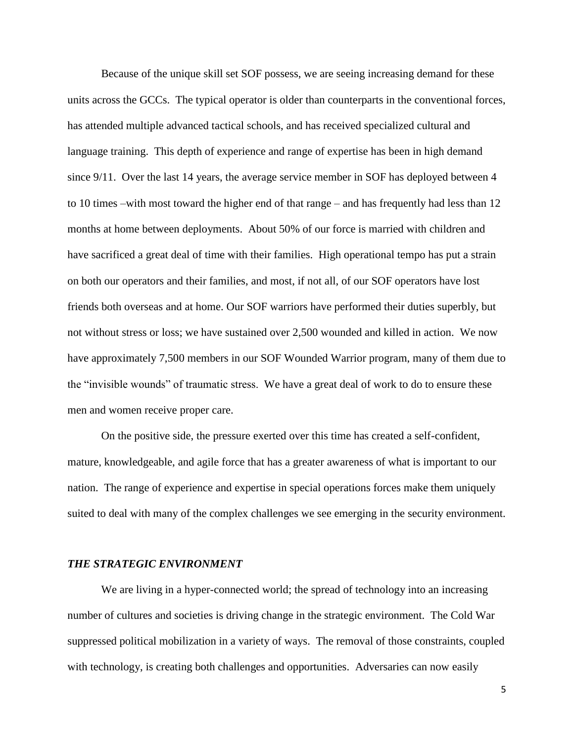Because of the unique skill set SOF possess, we are seeing increasing demand for these units across the GCCs. The typical operator is older than counterparts in the conventional forces, has attended multiple advanced tactical schools, and has received specialized cultural and language training. This depth of experience and range of expertise has been in high demand since 9/11. Over the last 14 years, the average service member in SOF has deployed between 4 to 10 times –with most toward the higher end of that range – and has frequently had less than 12 months at home between deployments. About 50% of our force is married with children and have sacrificed a great deal of time with their families. High operational tempo has put a strain on both our operators and their families, and most, if not all, of our SOF operators have lost friends both overseas and at home. Our SOF warriors have performed their duties superbly, but not without stress or loss; we have sustained over 2,500 wounded and killed in action. We now have approximately 7,500 members in our SOF Wounded Warrior program, many of them due to the "invisible wounds" of traumatic stress. We have a great deal of work to do to ensure these men and women receive proper care.

On the positive side, the pressure exerted over this time has created a self-confident, mature, knowledgeable, and agile force that has a greater awareness of what is important to our nation. The range of experience and expertise in special operations forces make them uniquely suited to deal with many of the complex challenges we see emerging in the security environment.

### *THE STRATEGIC ENVIRONMENT*

We are living in a hyper-connected world; the spread of technology into an increasing number of cultures and societies is driving change in the strategic environment. The Cold War suppressed political mobilization in a variety of ways. The removal of those constraints, coupled with technology, is creating both challenges and opportunities. Adversaries can now easily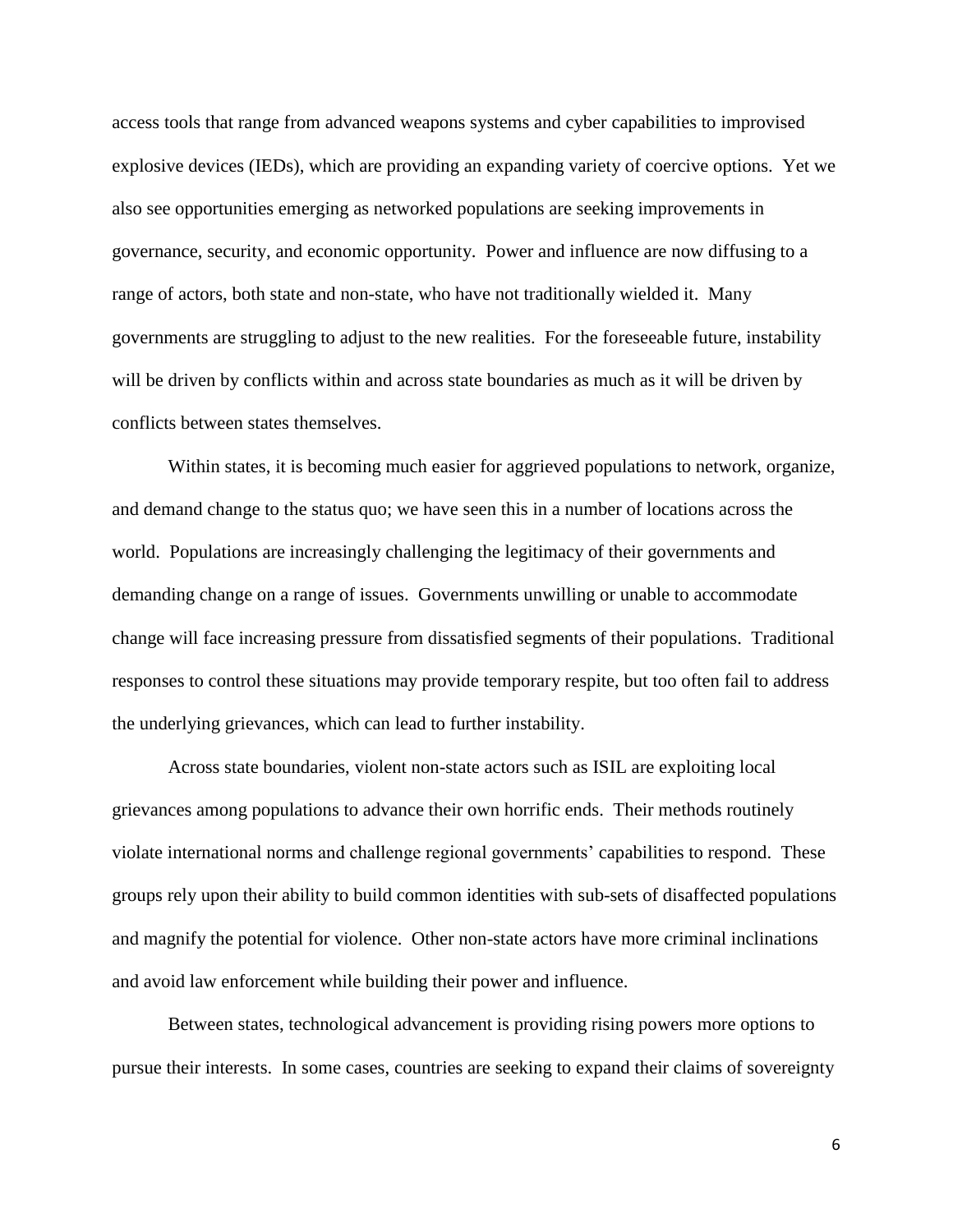access tools that range from advanced weapons systems and cyber capabilities to improvised explosive devices (IEDs), which are providing an expanding variety of coercive options. Yet we also see opportunities emerging as networked populations are seeking improvements in governance, security, and economic opportunity. Power and influence are now diffusing to a range of actors, both state and non-state, who have not traditionally wielded it. Many governments are struggling to adjust to the new realities. For the foreseeable future, instability will be driven by conflicts within and across state boundaries as much as it will be driven by conflicts between states themselves.

Within states, it is becoming much easier for aggrieved populations to network, organize, and demand change to the status quo; we have seen this in a number of locations across the world. Populations are increasingly challenging the legitimacy of their governments and demanding change on a range of issues. Governments unwilling or unable to accommodate change will face increasing pressure from dissatisfied segments of their populations. Traditional responses to control these situations may provide temporary respite, but too often fail to address the underlying grievances, which can lead to further instability.

Across state boundaries, violent non-state actors such as ISIL are exploiting local grievances among populations to advance their own horrific ends. Their methods routinely violate international norms and challenge regional governments' capabilities to respond. These groups rely upon their ability to build common identities with sub-sets of disaffected populations and magnify the potential for violence. Other non-state actors have more criminal inclinations and avoid law enforcement while building their power and influence.

Between states, technological advancement is providing rising powers more options to pursue their interests. In some cases, countries are seeking to expand their claims of sovereignty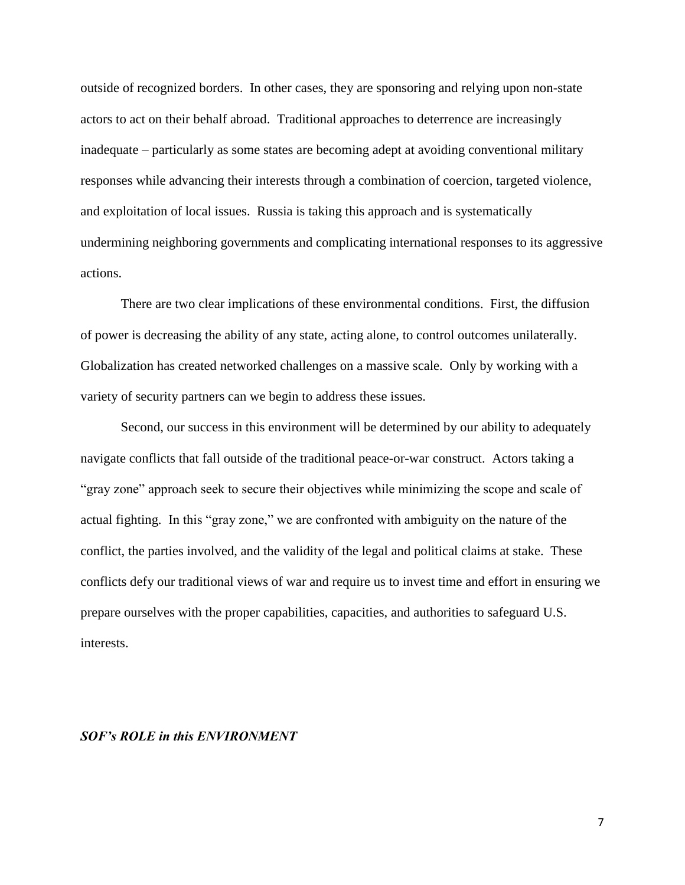outside of recognized borders. In other cases, they are sponsoring and relying upon non-state actors to act on their behalf abroad. Traditional approaches to deterrence are increasingly inadequate – particularly as some states are becoming adept at avoiding conventional military responses while advancing their interests through a combination of coercion, targeted violence, and exploitation of local issues. Russia is taking this approach and is systematically undermining neighboring governments and complicating international responses to its aggressive actions.

There are two clear implications of these environmental conditions. First, the diffusion of power is decreasing the ability of any state, acting alone, to control outcomes unilaterally. Globalization has created networked challenges on a massive scale. Only by working with a variety of security partners can we begin to address these issues.

Second, our success in this environment will be determined by our ability to adequately navigate conflicts that fall outside of the traditional peace-or-war construct. Actors taking a "gray zone" approach seek to secure their objectives while minimizing the scope and scale of actual fighting. In this "gray zone," we are confronted with ambiguity on the nature of the conflict, the parties involved, and the validity of the legal and political claims at stake. These conflicts defy our traditional views of war and require us to invest time and effort in ensuring we prepare ourselves with the proper capabilities, capacities, and authorities to safeguard U.S. interests.

***SOF's ROLE in this ENVIRONMENT***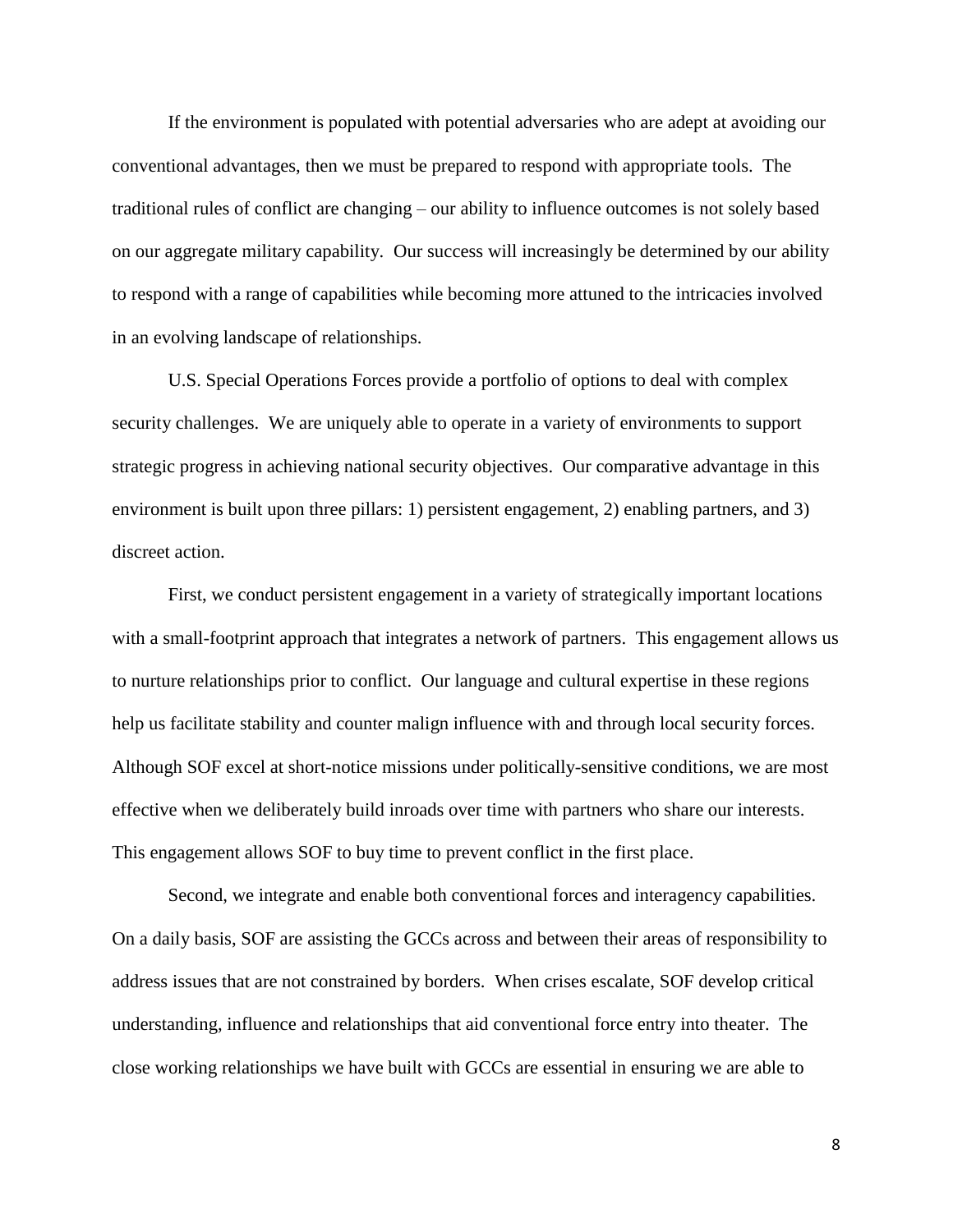If the environment is populated with potential adversaries who are adept at avoiding our conventional advantages, then we must be prepared to respond with appropriate tools. The traditional rules of conflict are changing – our ability to influence outcomes is not solely based on our aggregate military capability. Our success will increasingly be determined by our ability to respond with a range of capabilities while becoming more attuned to the intricacies involved in an evolving landscape of relationships.

U.S. Special Operations Forces provide a portfolio of options to deal with complex security challenges. We are uniquely able to operate in a variety of environments to support strategic progress in achieving national security objectives. Our comparative advantage in this environment is built upon three pillars: 1) persistent engagement, 2) enabling partners, and 3) discreet action.

First, we conduct persistent engagement in a variety of strategically important locations with a small-footprint approach that integrates a network of partners. This engagement allows us to nurture relationships prior to conflict. Our language and cultural expertise in these regions help us facilitate stability and counter malign influence with and through local security forces. Although SOF excel at short-notice missions under politically-sensitive conditions, we are most effective when we deliberately build inroads over time with partners who share our interests. This engagement allows SOF to buy time to prevent conflict in the first place.

Second, we integrate and enable both conventional forces and interagency capabilities. On a daily basis, SOF are assisting the GCCs across and between their areas of responsibility to address issues that are not constrained by borders. When crises escalate, SOF develop critical understanding, influence and relationships that aid conventional force entry into theater. The close working relationships we have built with GCCs are essential in ensuring we are able to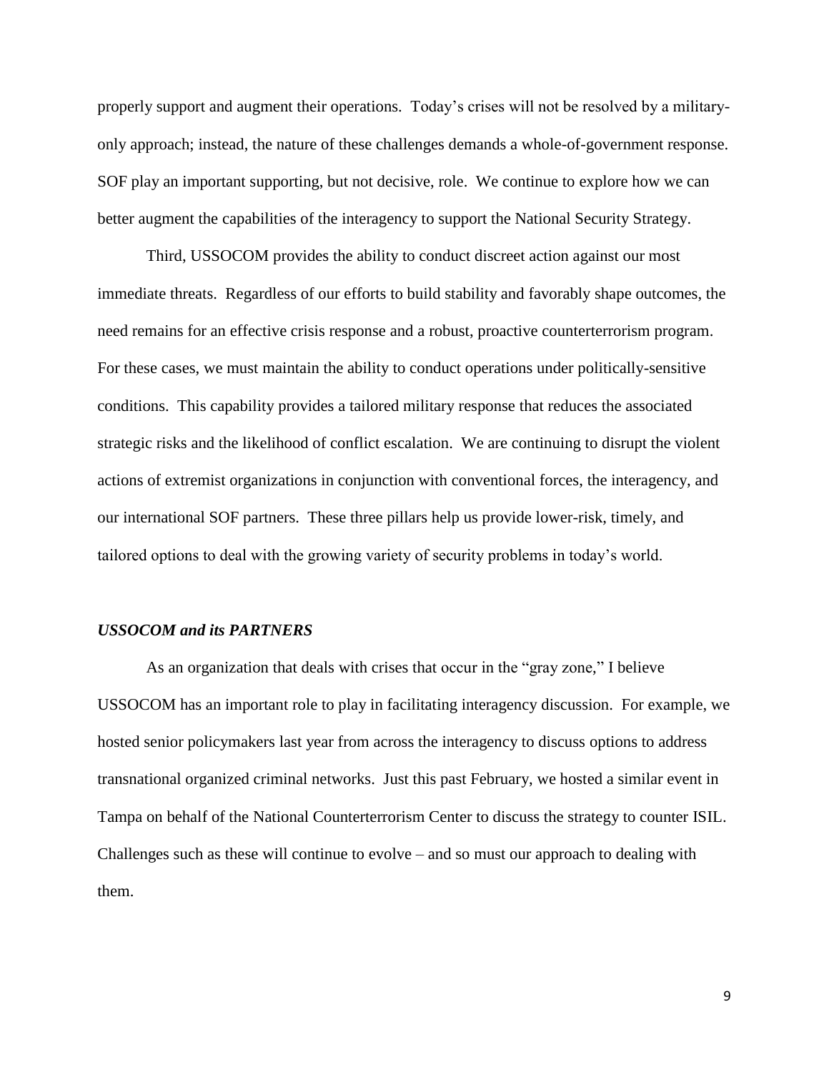properly support and augment their operations. Today's crises will not be resolved by a military-only approach; instead, the nature of these challenges demands a whole-of-government response. SOF play an important supporting, but not decisive, role. We continue to explore how we can better augment the capabilities of the interagency to support the National Security Strategy.

Third, USSOCOM provides the ability to conduct discreet action against our most immediate threats. Regardless of our efforts to build stability and favorably shape outcomes, the need remains for an effective crisis response and a robust, proactive counterterrorism program. For these cases, we must maintain the ability to conduct operations under politically-sensitive conditions. This capability provides a tailored military response that reduces the associated strategic risks and the likelihood of conflict escalation. We are continuing to disrupt the violent actions of extremist organizations in conjunction with conventional forces, the interagency, and our international SOF partners. These three pillars help us provide lower-risk, timely, and tailored options to deal with the growing variety of security problems in today's world.

### *USSOCOM and its PARTNERS*

As an organization that deals with crises that occur in the "gray zone," I believe USSOCOM has an important role to play in facilitating interagency discussion. For example, we hosted senior policymakers last year from across the interagency to discuss options to address transnational organized criminal networks. Just this past February, we hosted a similar event in Tampa on behalf of the National Counterterrorism Center to discuss the strategy to counter ISIL. Challenges such as these will continue to evolve – and so must our approach to dealing with them.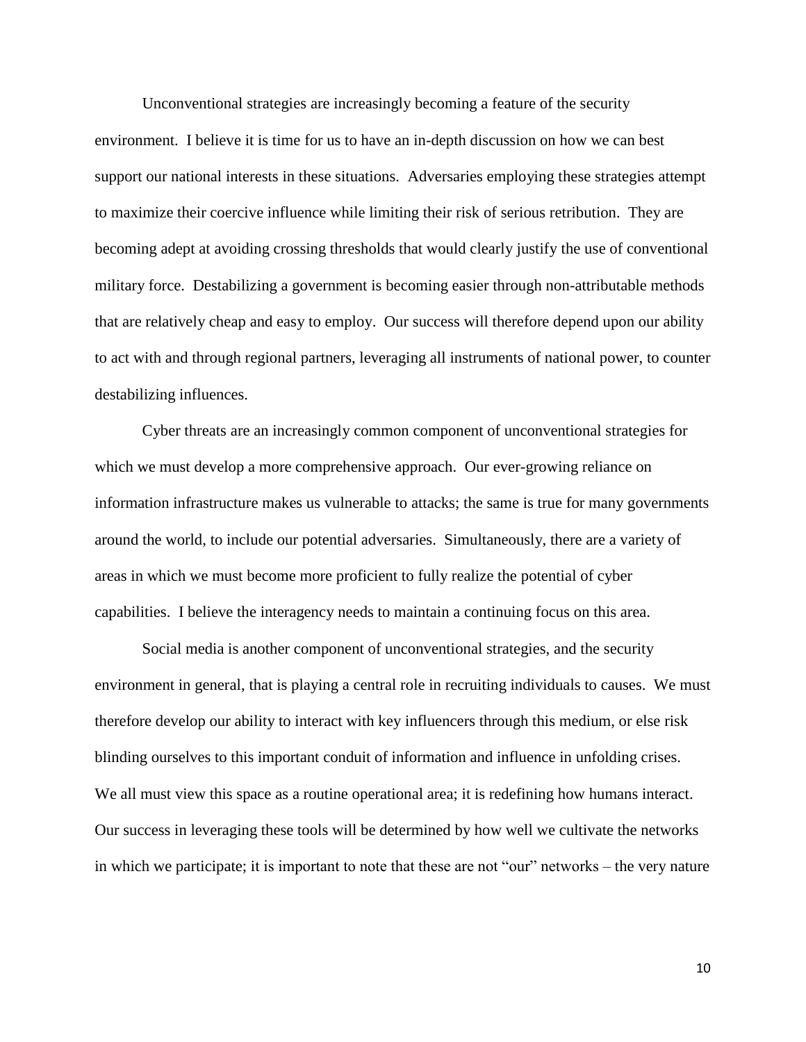Unconventional strategies are increasingly becoming a feature of the security environment. I believe it is time for us to have an in-depth discussion on how we can best support our national interests in these situations. Adversaries employing these strategies attempt to maximize their coercive influence while limiting their risk of serious retribution. They are becoming adept at avoiding crossing thresholds that would clearly justify the use of conventional military force. Destabilizing a government is becoming easier through non-attributable methods that are relatively cheap and easy to employ. Our success will therefore depend upon our ability to act with and through regional partners, leveraging all instruments of national power, to counter destabilizing influences.

Cyber threats are an increasingly common component of unconventional strategies for which we must develop a more comprehensive approach. Our ever-growing reliance on information infrastructure makes us vulnerable to attacks; the same is true for many governments around the world, to include our potential adversaries. Simultaneously, there are a variety of areas in which we must become more proficient to fully realize the potential of cyber capabilities. I believe the interagency needs to maintain a continuing focus on this area.

Social media is another component of unconventional strategies, and the security environment in general, that is playing a central role in recruiting individuals to causes. We must therefore develop our ability to interact with key influencers through this medium, or else risk blinding ourselves to this important conduit of information and influence in unfolding crises. We all must view this space as a routine operational area; it is redefining how humans interact. Our success in leveraging these tools will be determined by how well we cultivate the networks in which we participate; it is important to note that these are not "our" networks – the very nature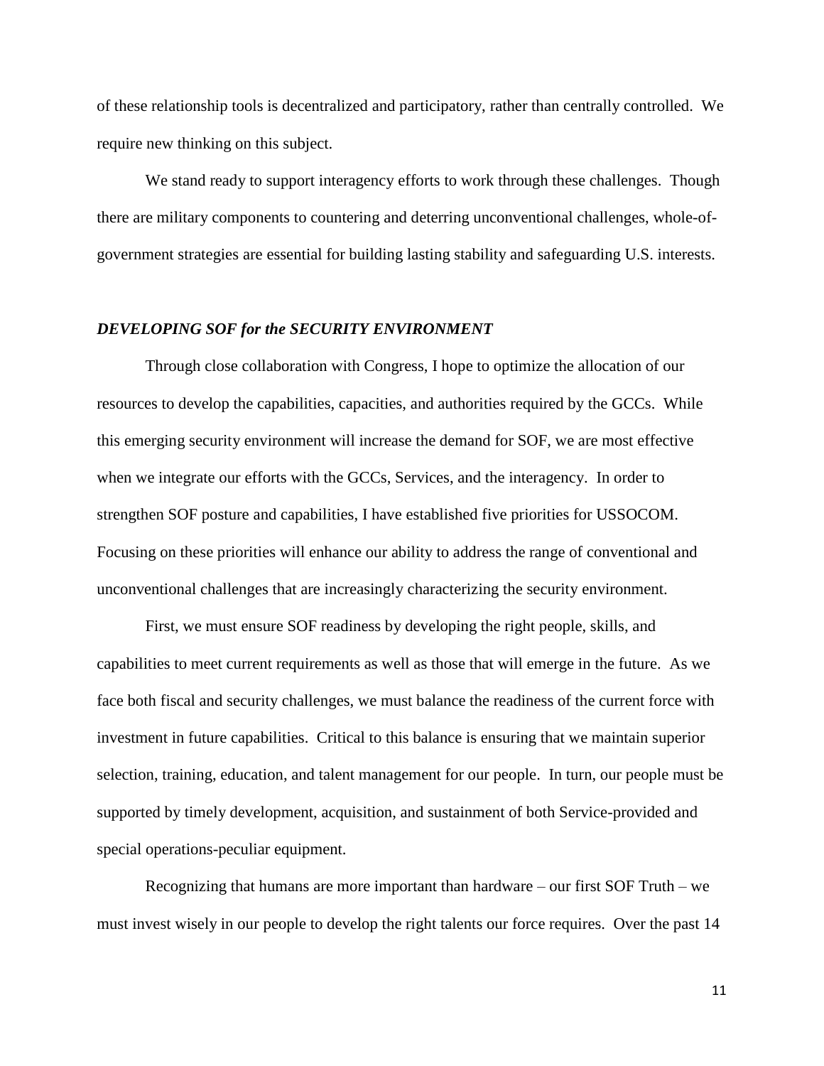of these relationship tools is decentralized and participatory, rather than centrally controlled. We require new thinking on this subject.

We stand ready to support interagency efforts to work through these challenges. Though there are military components to countering and deterring unconventional challenges, whole-of-government strategies are essential for building lasting stability and safeguarding U.S. interests.

***DEVELOPING SOF for the SECURITY ENVIRONMENT***

Through close collaboration with Congress, I hope to optimize the allocation of our resources to develop the capabilities, capacities, and authorities required by the GCCs. While this emerging security environment will increase the demand for SOF, we are most effective when we integrate our efforts with the GCCs, Services, and the interagency. In order to strengthen SOF posture and capabilities, I have established five priorities for USSOCOM. Focusing on these priorities will enhance our ability to address the range of conventional and unconventional challenges that are increasingly characterizing the security environment.

First, we must ensure SOF readiness by developing the right people, skills, and capabilities to meet current requirements as well as those that will emerge in the future. As we face both fiscal and security challenges, we must balance the readiness of the current force with investment in future capabilities. Critical to this balance is ensuring that we maintain superior selection, training, education, and talent management for our people. In turn, our people must be supported by timely development, acquisition, and sustainment of both Service-provided and special operations-peculiar equipment.

Recognizing that humans are more important than hardware – our first SOF Truth – we must invest wisely in our people to develop the right talents our force requires. Over the past 14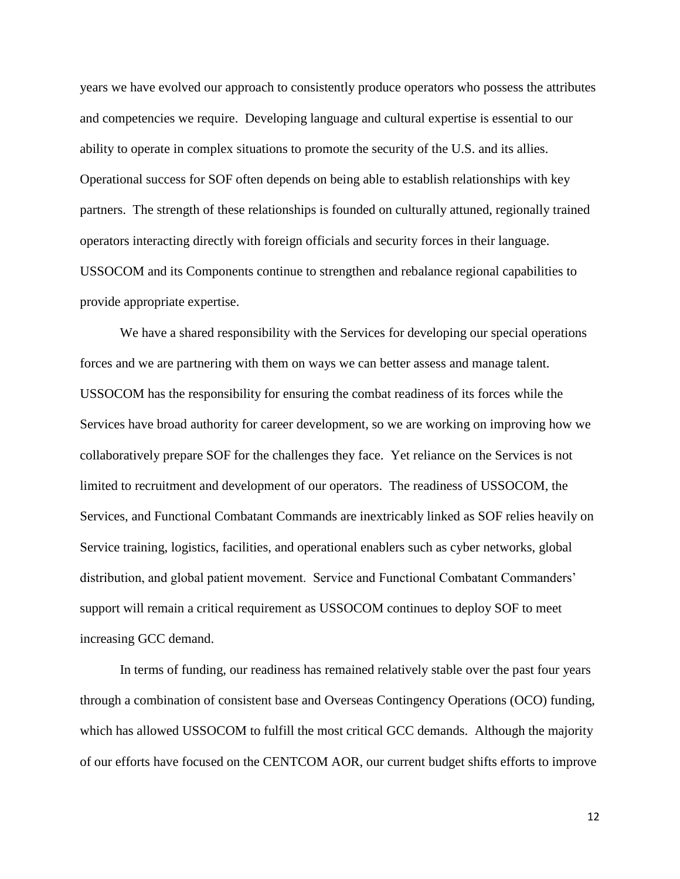years we have evolved our approach to consistently produce operators who possess the attributes and competencies we require. Developing language and cultural expertise is essential to our ability to operate in complex situations to promote the security of the U.S. and its allies. Operational success for SOF often depends on being able to establish relationships with key partners. The strength of these relationships is founded on culturally attuned, regionally trained operators interacting directly with foreign officials and security forces in their language. USSOCOM and its Components continue to strengthen and rebalance regional capabilities to provide appropriate expertise.

We have a shared responsibility with the Services for developing our special operations forces and we are partnering with them on ways we can better assess and manage talent. USSOCOM has the responsibility for ensuring the combat readiness of its forces while the Services have broad authority for career development, so we are working on improving how we collaboratively prepare SOF for the challenges they face. Yet reliance on the Services is not limited to recruitment and development of our operators. The readiness of USSOCOM, the Services, and Functional Combatant Commands are inextricably linked as SOF relies heavily on Service training, logistics, facilities, and operational enablers such as cyber networks, global distribution, and global patient movement. Service and Functional Combatant Commanders' support will remain a critical requirement as USSOCOM continues to deploy SOF to meet increasing GCC demand.

In terms of funding, our readiness has remained relatively stable over the past four years through a combination of consistent base and Overseas Contingency Operations (OCO) funding, which has allowed USSOCOM to fulfill the most critical GCC demands. Although the majority of our efforts have focused on the CENTCOM AOR, our current budget shifts efforts to improve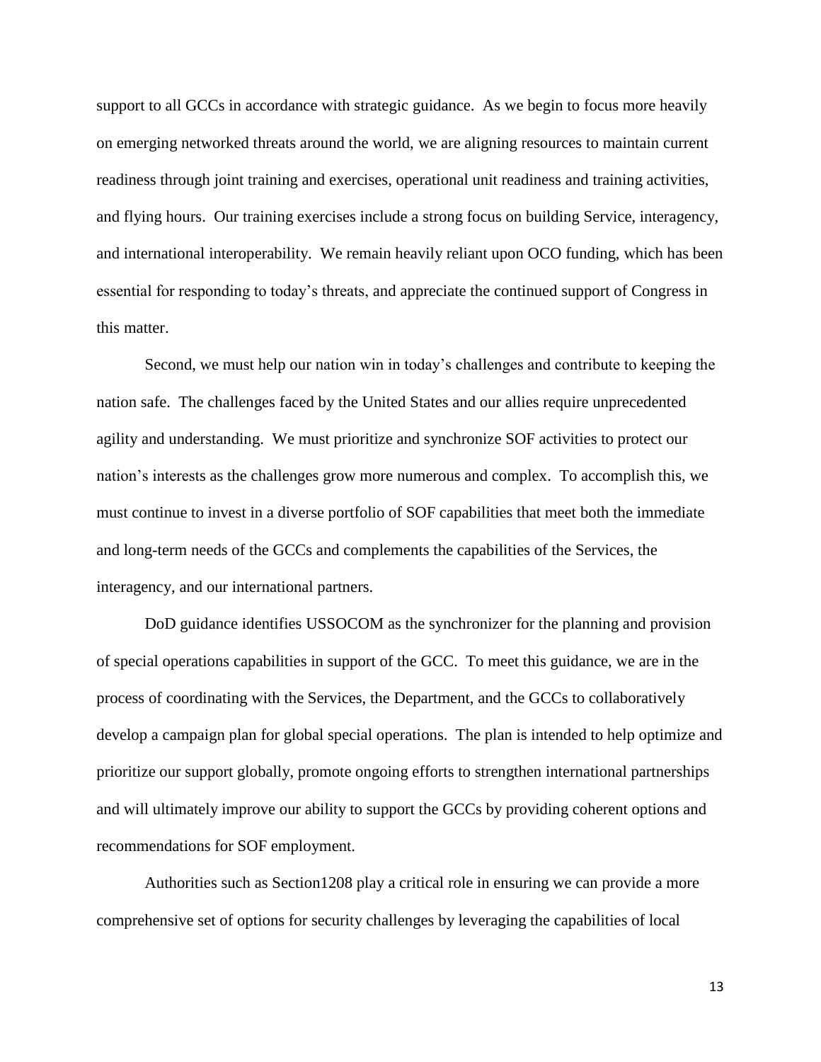support to all GCCs in accordance with strategic guidance. As we begin to focus more heavily on emerging networked threats around the world, we are aligning resources to maintain current readiness through joint training and exercises, operational unit readiness and training activities, and flying hours. Our training exercises include a strong focus on building Service, interagency, and international interoperability. We remain heavily reliant upon OCO funding, which has been essential for responding to today's threats, and appreciate the continued support of Congress in this matter.

Second, we must help our nation win in today's challenges and contribute to keeping the nation safe. The challenges faced by the United States and our allies require unprecedented agility and understanding. We must prioritize and synchronize SOF activities to protect our nation's interests as the challenges grow more numerous and complex. To accomplish this, we must continue to invest in a diverse portfolio of SOF capabilities that meet both the immediate and long-term needs of the GCCs and complements the capabilities of the Services, the interagency, and our international partners.

DoD guidance identifies USSOCOM as the synchronizer for the planning and provision of special operations capabilities in support of the GCC. To meet this guidance, we are in the process of coordinating with the Services, the Department, and the GCCs to collaboratively develop a campaign plan for global special operations. The plan is intended to help optimize and prioritize our support globally, promote ongoing efforts to strengthen international partnerships and will ultimately improve our ability to support the GCCs by providing coherent options and recommendations for SOF employment.

Authorities such as Section1208 play a critical role in ensuring we can provide a more comprehensive set of options for security challenges by leveraging the capabilities of local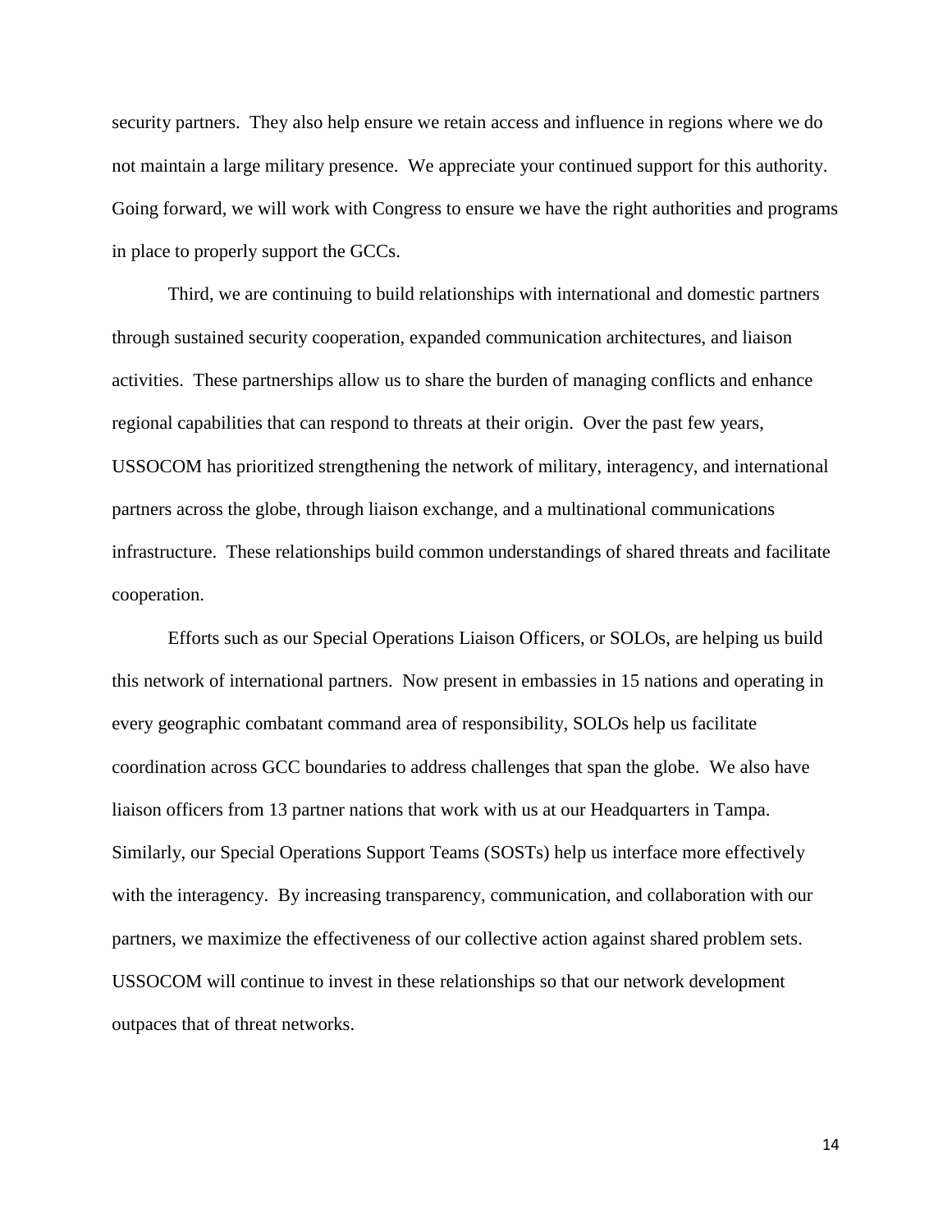security partners. They also help ensure we retain access and influence in regions where we do not maintain a large military presence. We appreciate your continued support for this authority. Going forward, we will work with Congress to ensure we have the right authorities and programs in place to properly support the GCCs.

Third, we are continuing to build relationships with international and domestic partners through sustained security cooperation, expanded communication architectures, and liaison activities. These partnerships allow us to share the burden of managing conflicts and enhance regional capabilities that can respond to threats at their origin. Over the past few years, USSOCOM has prioritized strengthening the network of military, interagency, and international partners across the globe, through liaison exchange, and a multinational communications infrastructure. These relationships build common understandings of shared threats and facilitate cooperation.

Efforts such as our Special Operations Liaison Officers, or SOLOs, are helping us build this network of international partners. Now present in embassies in 15 nations and operating in every geographic combatant command area of responsibility, SOLOs help us facilitate coordination across GCC boundaries to address challenges that span the globe. We also have liaison officers from 13 partner nations that work with us at our Headquarters in Tampa. Similarly, our Special Operations Support Teams (SOSTs) help us interface more effectively with the interagency. By increasing transparency, communication, and collaboration with our partners, we maximize the effectiveness of our collective action against shared problem sets. USSOCOM will continue to invest in these relationships so that our network development outpaces that of threat networks.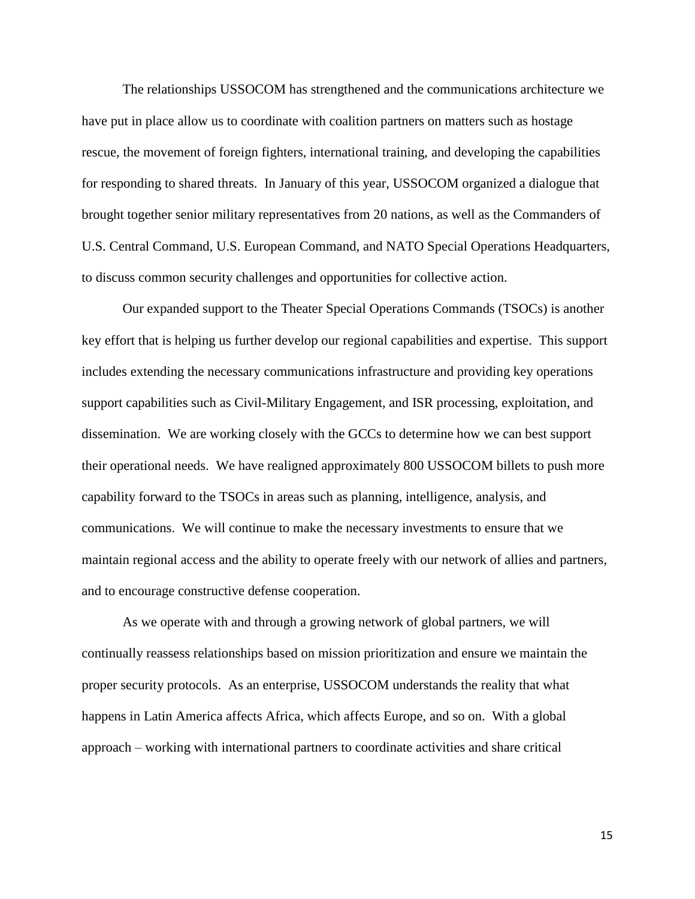The relationships USSOCOM has strengthened and the communications architecture we have put in place allow us to coordinate with coalition partners on matters such as hostage rescue, the movement of foreign fighters, international training, and developing the capabilities for responding to shared threats. In January of this year, USSOCOM organized a dialogue that brought together senior military representatives from 20 nations, as well as the Commanders of U.S. Central Command, U.S. European Command, and NATO Special Operations Headquarters, to discuss common security challenges and opportunities for collective action.

Our expanded support to the Theater Special Operations Commands (TSOCs) is another key effort that is helping us further develop our regional capabilities and expertise. This support includes extending the necessary communications infrastructure and providing key operations support capabilities such as Civil-Military Engagement, and ISR processing, exploitation, and dissemination. We are working closely with the GCCs to determine how we can best support their operational needs. We have realigned approximately 800 USSOCOM billets to push more capability forward to the TSOCs in areas such as planning, intelligence, analysis, and communications. We will continue to make the necessary investments to ensure that we maintain regional access and the ability to operate freely with our network of allies and partners, and to encourage constructive defense cooperation.

As we operate with and through a growing network of global partners, we will continually reassess relationships based on mission prioritization and ensure we maintain the proper security protocols. As an enterprise, USSOCOM understands the reality that what happens in Latin America affects Africa, which affects Europe, and so on. With a global approach – working with international partners to coordinate activities and share critical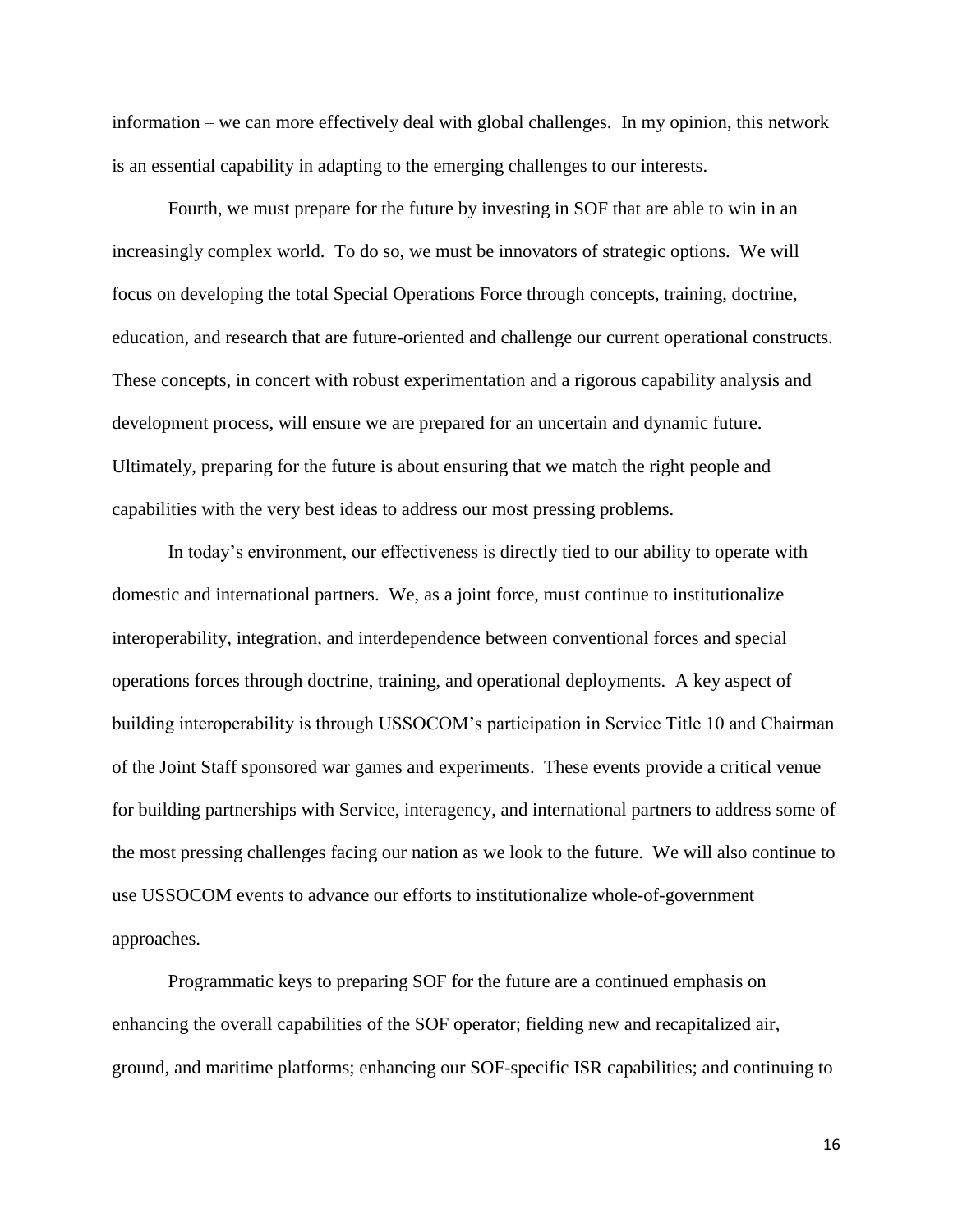information – we can more effectively deal with global challenges. In my opinion, this network is an essential capability in adapting to the emerging challenges to our interests.

Fourth, we must prepare for the future by investing in SOF that are able to win in an increasingly complex world. To do so, we must be innovators of strategic options. We will focus on developing the total Special Operations Force through concepts, training, doctrine, education, and research that are future-oriented and challenge our current operational constructs. These concepts, in concert with robust experimentation and a rigorous capability analysis and development process, will ensure we are prepared for an uncertain and dynamic future. Ultimately, preparing for the future is about ensuring that we match the right people and capabilities with the very best ideas to address our most pressing problems.

In today's environment, our effectiveness is directly tied to our ability to operate with domestic and international partners. We, as a joint force, must continue to institutionalize interoperability, integration, and interdependence between conventional forces and special operations forces through doctrine, training, and operational deployments. A key aspect of building interoperability is through USSOCOM's participation in Service Title 10 and Chairman of the Joint Staff sponsored war games and experiments. These events provide a critical venue for building partnerships with Service, interagency, and international partners to address some of the most pressing challenges facing our nation as we look to the future. We will also continue to use USSOCOM events to advance our efforts to institutionalize whole-of-government approaches.

Programmatic keys to preparing SOF for the future are a continued emphasis on enhancing the overall capabilities of the SOF operator; fielding new and recapitalized air, ground, and maritime platforms; enhancing our SOF-specific ISR capabilities; and continuing to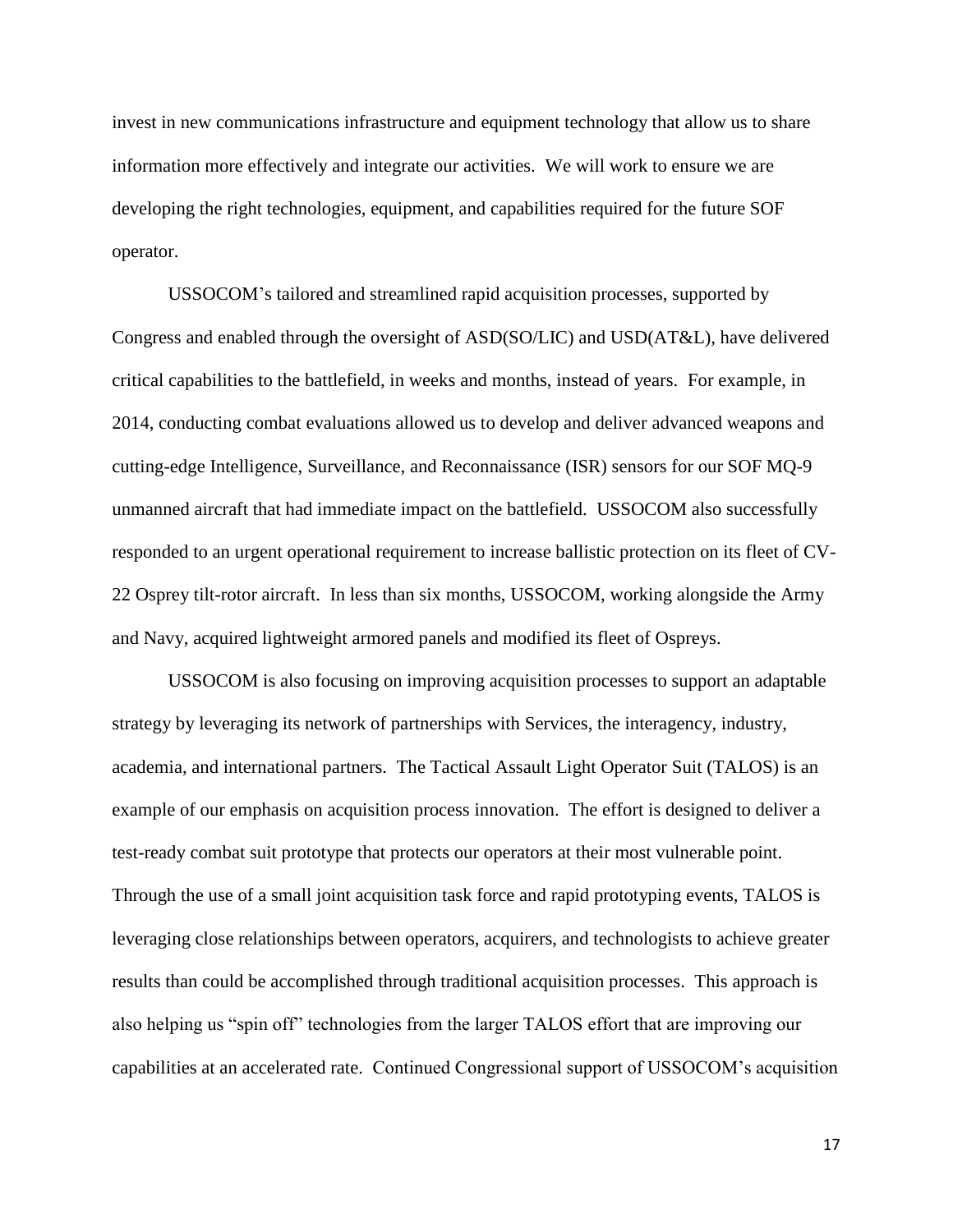invest in new communications infrastructure and equipment technology that allow us to share information more effectively and integrate our activities. We will work to ensure we are developing the right technologies, equipment, and capabilities required for the future SOF operator.

USSOCOM's tailored and streamlined rapid acquisition processes, supported by Congress and enabled through the oversight of ASD(SO/LIC) and USD(AT&L), have delivered critical capabilities to the battlefield, in weeks and months, instead of years. For example, in 2014, conducting combat evaluations allowed us to develop and deliver advanced weapons and cutting-edge Intelligence, Surveillance, and Reconnaissance (ISR) sensors for our SOF MQ-9 unmanned aircraft that had immediate impact on the battlefield. USSOCOM also successfully responded to an urgent operational requirement to increase ballistic protection on its fleet of CV-22 Osprey tilt-rotor aircraft. In less than six months, USSOCOM, working alongside the Army and Navy, acquired lightweight armored panels and modified its fleet of Ospreys.

USSOCOM is also focusing on improving acquisition processes to support an adaptable strategy by leveraging its network of partnerships with Services, the interagency, industry, academia, and international partners. The Tactical Assault Light Operator Suit (TALOS) is an example of our emphasis on acquisition process innovation. The effort is designed to deliver a test-ready combat suit prototype that protects our operators at their most vulnerable point. Through the use of a small joint acquisition task force and rapid prototyping events, TALOS is leveraging close relationships between operators, acquirers, and technologists to achieve greater results than could be accomplished through traditional acquisition processes. This approach is also helping us "spin off" technologies from the larger TALOS effort that are improving our capabilities at an accelerated rate. Continued Congressional support of USSOCOM's acquisition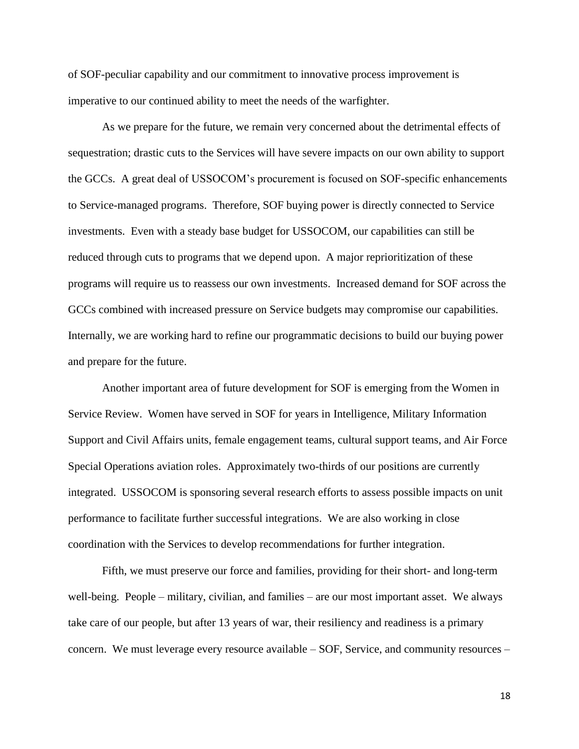of SOF-peculiar capability and our commitment to innovative process improvement is imperative to our continued ability to meet the needs of the warfighter.

As we prepare for the future, we remain very concerned about the detrimental effects of sequestration; drastic cuts to the Services will have severe impacts on our own ability to support the GCCs. A great deal of USSOCOM's procurement is focused on SOF-specific enhancements to Service-managed programs. Therefore, SOF buying power is directly connected to Service investments. Even with a steady base budget for USSOCOM, our capabilities can still be reduced through cuts to programs that we depend upon. A major reprioritization of these programs will require us to reassess our own investments. Increased demand for SOF across the GCCs combined with increased pressure on Service budgets may compromise our capabilities. Internally, we are working hard to refine our programmatic decisions to build our buying power and prepare for the future.

Another important area of future development for SOF is emerging from the Women in Service Review. Women have served in SOF for years in Intelligence, Military Information Support and Civil Affairs units, female engagement teams, cultural support teams, and Air Force Special Operations aviation roles. Approximately two-thirds of our positions are currently integrated. USSOCOM is sponsoring several research efforts to assess possible impacts on unit performance to facilitate further successful integrations. We are also working in close coordination with the Services to develop recommendations for further integration.

Fifth, we must preserve our force and families, providing for their short- and long-term well-being. People – military, civilian, and families – are our most important asset. We always take care of our people, but after 13 years of war, their resiliency and readiness is a primary concern. We must leverage every resource available – SOF, Service, and community resources –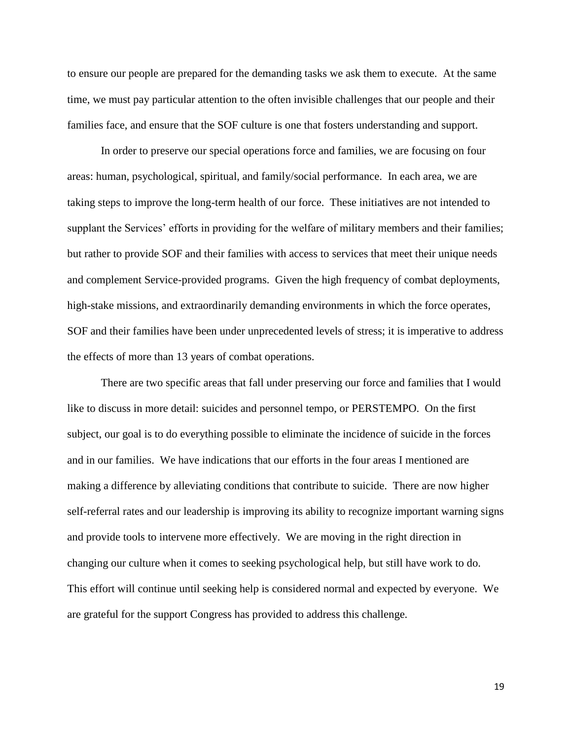to ensure our people are prepared for the demanding tasks we ask them to execute. At the same time, we must pay particular attention to the often invisible challenges that our people and their families face, and ensure that the SOF culture is one that fosters understanding and support.

In order to preserve our special operations force and families, we are focusing on four areas: human, psychological, spiritual, and family/social performance. In each area, we are taking steps to improve the long-term health of our force. These initiatives are not intended to supplant the Services' efforts in providing for the welfare of military members and their families; but rather to provide SOF and their families with access to services that meet their unique needs and complement Service-provided programs. Given the high frequency of combat deployments, high-stake missions, and extraordinarily demanding environments in which the force operates, SOF and their families have been under unprecedented levels of stress; it is imperative to address the effects of more than 13 years of combat operations.

There are two specific areas that fall under preserving our force and families that I would like to discuss in more detail: suicides and personnel tempo, or PERSTEMPO. On the first subject, our goal is to do everything possible to eliminate the incidence of suicide in the forces and in our families. We have indications that our efforts in the four areas I mentioned are making a difference by alleviating conditions that contribute to suicide. There are now higher self-referral rates and our leadership is improving its ability to recognize important warning signs and provide tools to intervene more effectively. We are moving in the right direction in changing our culture when it comes to seeking psychological help, but still have work to do. This effort will continue until seeking help is considered normal and expected by everyone. We are grateful for the support Congress has provided to address this challenge.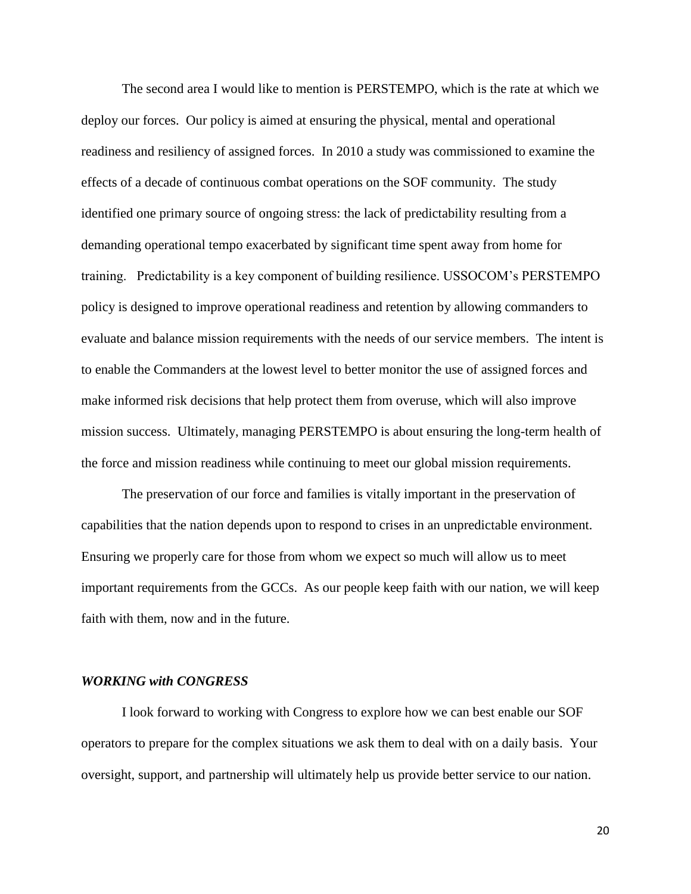The second area I would like to mention is PERSTEMPO, which is the rate at which we deploy our forces. Our policy is aimed at ensuring the physical, mental and operational readiness and resiliency of assigned forces. In 2010 a study was commissioned to examine the effects of a decade of continuous combat operations on the SOF community. The study identified one primary source of ongoing stress: the lack of predictability resulting from a demanding operational tempo exacerbated by significant time spent away from home for training. Predictability is a key component of building resilience. USSOCOM's PERSTEMPO policy is designed to improve operational readiness and retention by allowing commanders to evaluate and balance mission requirements with the needs of our service members. The intent is to enable the Commanders at the lowest level to better monitor the use of assigned forces and make informed risk decisions that help protect them from overuse, which will also improve mission success. Ultimately, managing PERSTEMPO is about ensuring the long-term health of the force and mission readiness while continuing to meet our global mission requirements.

The preservation of our force and families is vitally important in the preservation of capabilities that the nation depends upon to respond to crises in an unpredictable environment. Ensuring we properly care for those from whom we expect so much will allow us to meet important requirements from the GCCs. As our people keep faith with our nation, we will keep faith with them, now and in the future.

### *WORKING with CONGRESS*

I look forward to working with Congress to explore how we can best enable our SOF operators to prepare for the complex situations we ask them to deal with on a daily basis. Your oversight, support, and partnership will ultimately help us provide better service to our nation.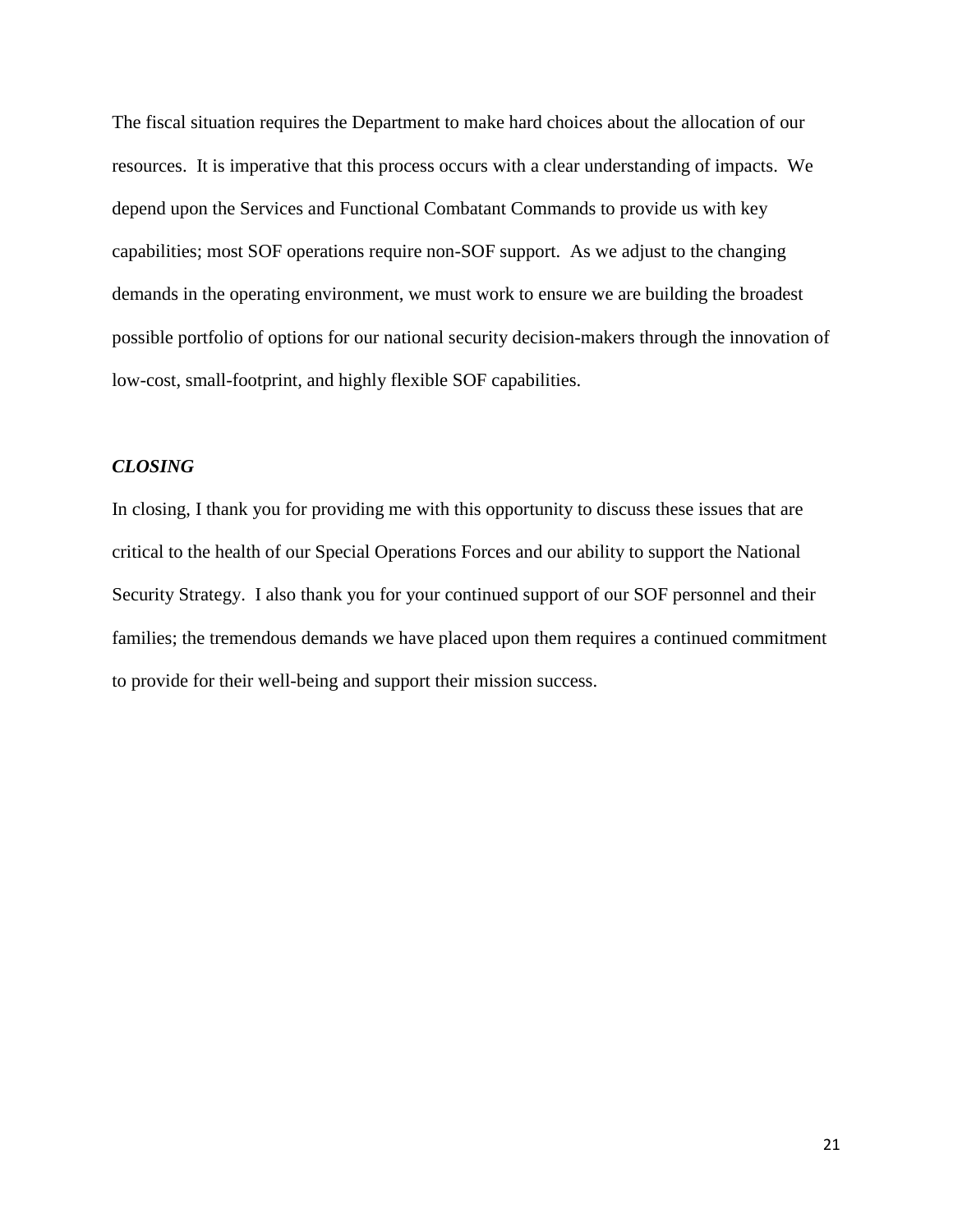The fiscal situation requires the Department to make hard choices about the allocation of our resources. It is imperative that this process occurs with a clear understanding of impacts. We depend upon the Services and Functional Combatant Commands to provide us with key capabilities; most SOF operations require non-SOF support. As we adjust to the changing demands in the operating environment, we must work to ensure we are building the broadest possible portfolio of options for our national security decision-makers through the innovation of low-cost, small-footprint, and highly flexible SOF capabilities.

***CLOSING***

In closing, I thank you for providing me with this opportunity to discuss these issues that are critical to the health of our Special Operations Forces and our ability to support the National Security Strategy. I also thank you for your continued support of our SOF personnel and their families; the tremendous demands we have placed upon them requires a continued commitment to provide for their well-being and support their mission success.